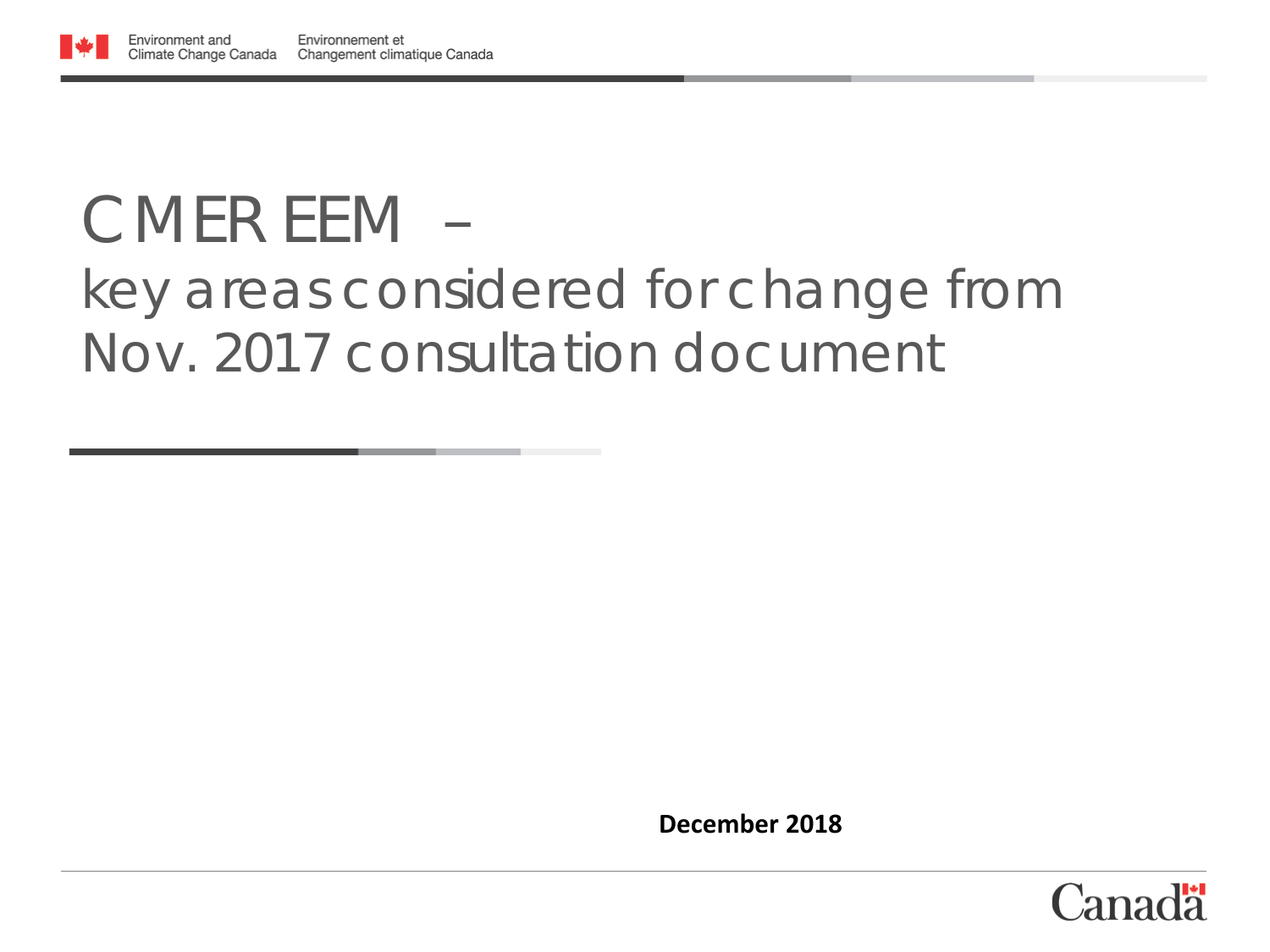Environment and Climate Change Canada | Environnement et Changement climatique Canada

# CMER EEM – key areas considered for change from Nov. 2017 consultation document

**December 2018**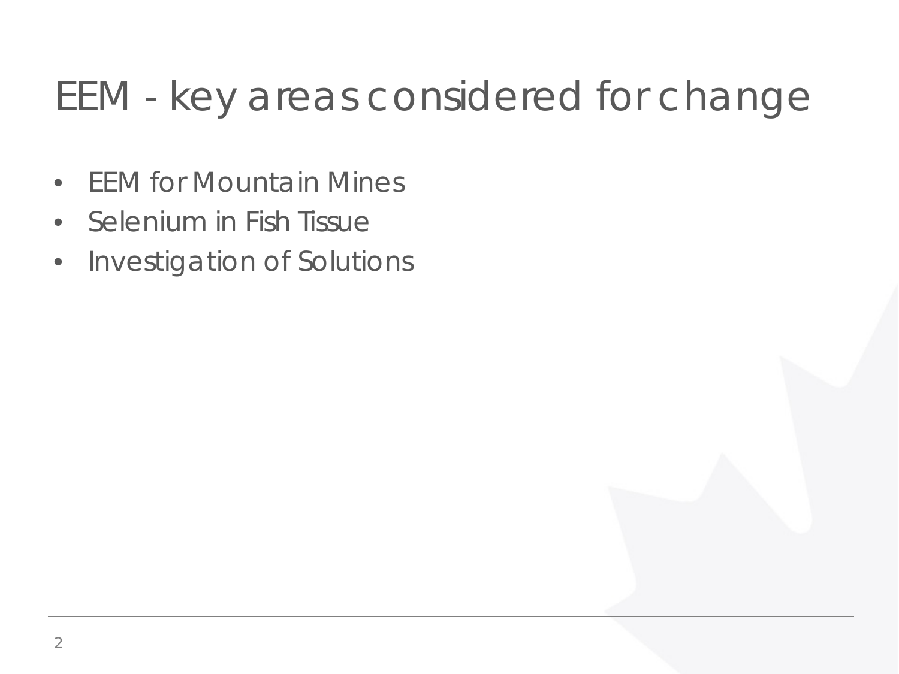# EEM - key areas considered for change

- EEM for Mountain Mines
- Selenium in Fish Tissue
- Investigation of Solutions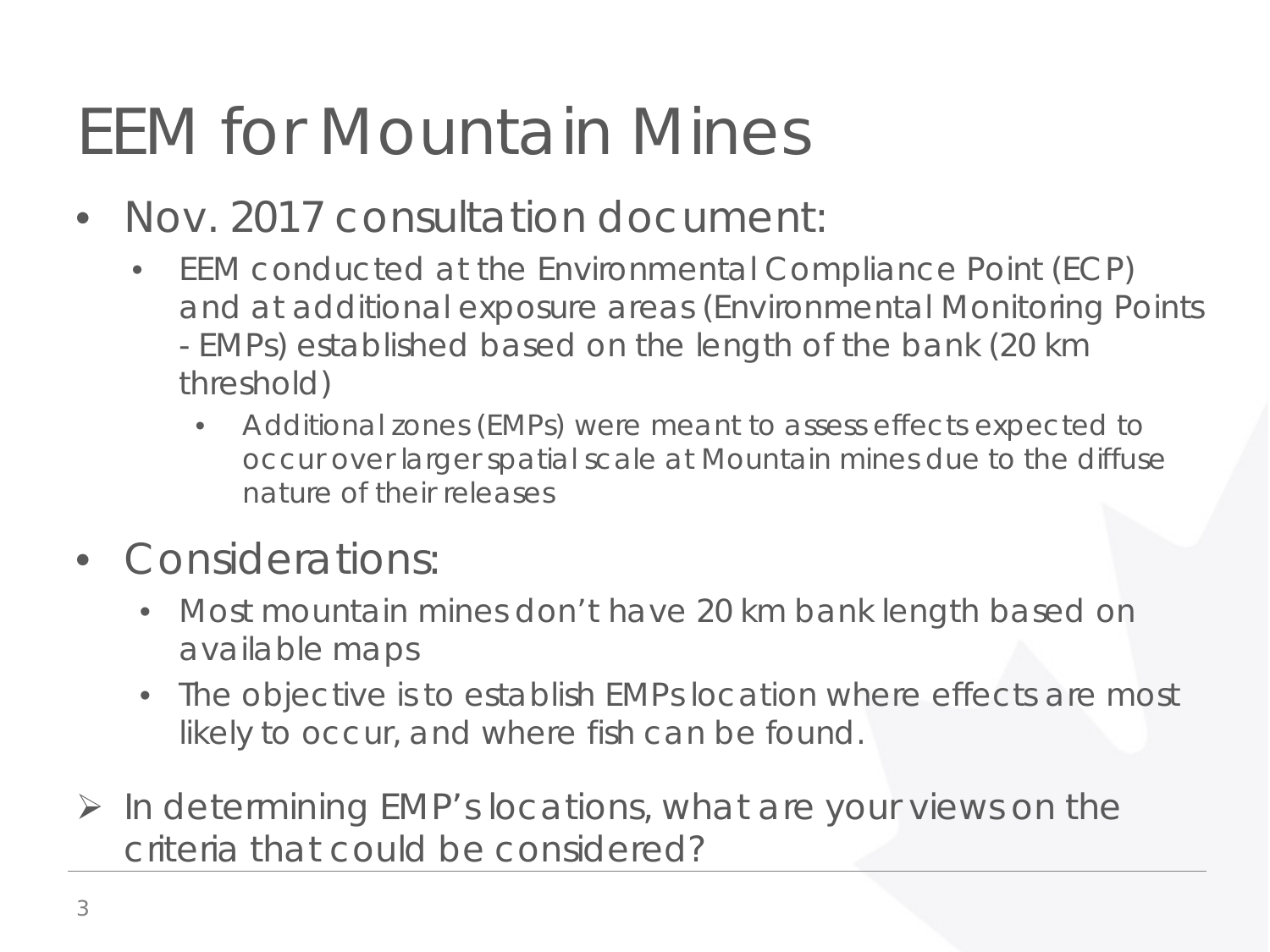# EEM for Mountain Mines

- Nov. 2017 consultation document:
  - EEM conducted at the Environmental Compliance Point (ECP) and at additional exposure areas (Environmental Monitoring Points - EMPs) established based on the length of the bank (20 km threshold)
    - Additional zones (EMPs) were meant to assess effects expected to occur over larger spatial scale at Mountain mines due to the diffuse nature of their releases
- Considerations:
  - Most mountain mines don't have 20 km bank length based on available maps
  - The objective is to establish EMPs location where effects are most likely to occur, and where fish can be found.

➢ In determining EMP's locations, what are your views on the criteria that could be considered?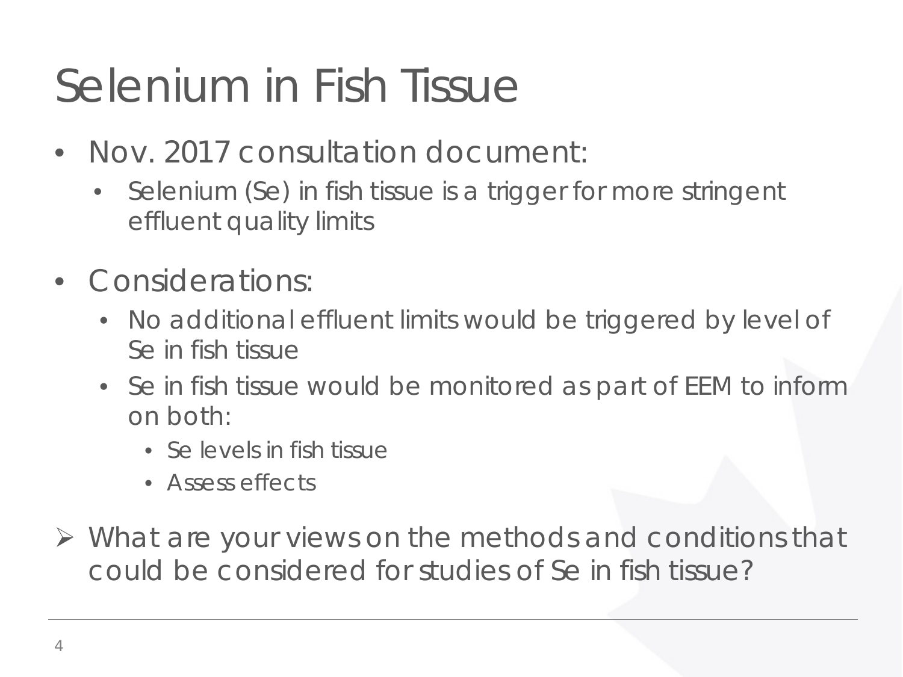# Selenium in Fish Tissue

- Nov. 2017 consultation document:
  - Selenium (Se) in fish tissue is a trigger for more stringent effluent quality limits
- Considerations:
  - No additional effluent limits would be triggered by level of Se in fish tissue
  - Se in fish tissue would be monitored as part of EEM to inform on both:
    - Se levels in fish tissue
    - Assess effects

➢ What are your views on the methods and conditions that could be considered for studies of Se in fish tissue?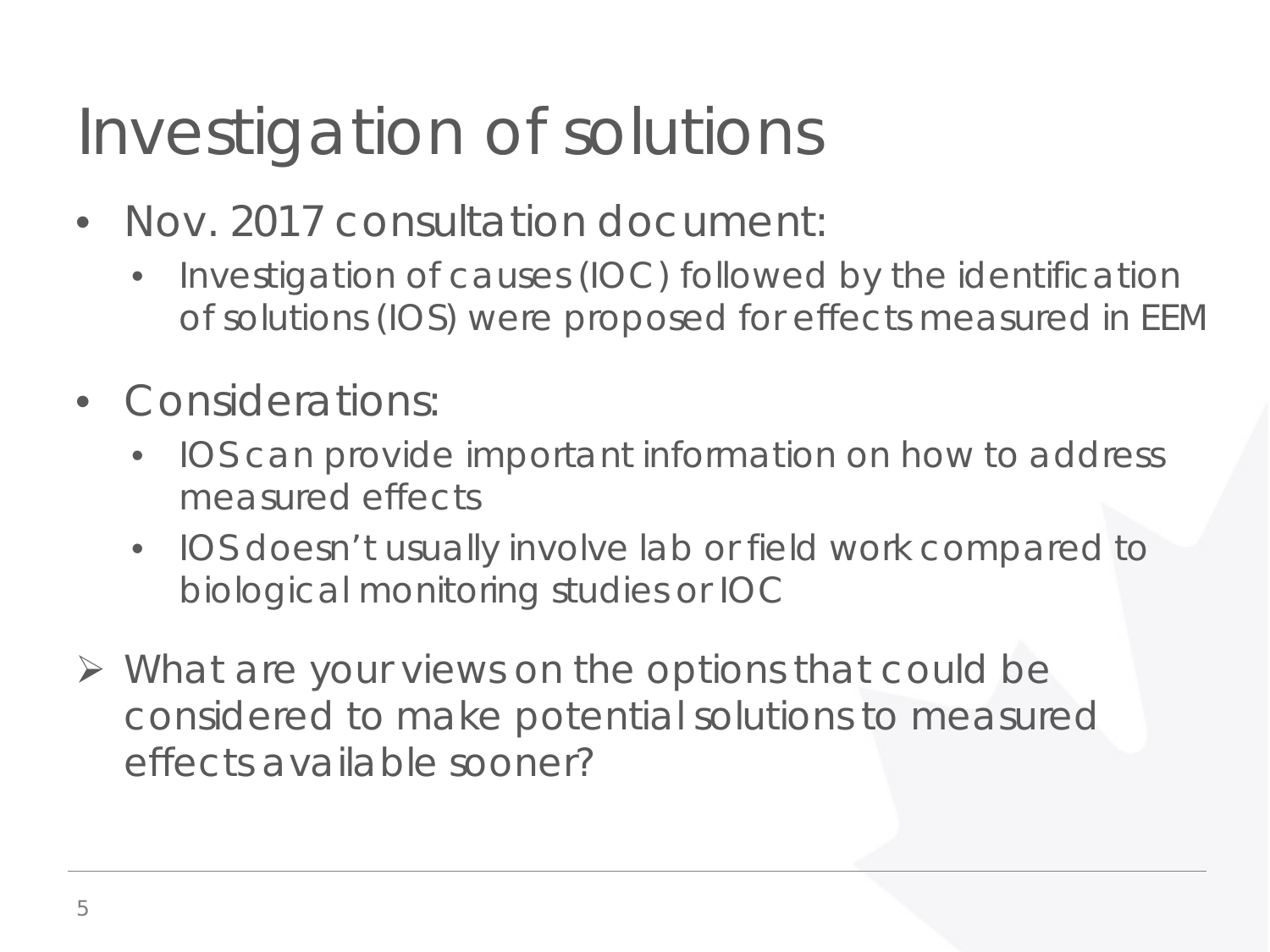# Investigation of solutions

- Nov. 2017 consultation document:
  - Investigation of causes (IOC) followed by the identification of solutions (IOS) were proposed for effects measured in EEM
- Considerations:
  - IOS can provide important information on how to address measured effects
  - IOS doesn't usually involve lab or field work compared to biological monitoring studies or IOC

➢ What are your views on the options that could be considered to make potential solutions to measured effects available sooner?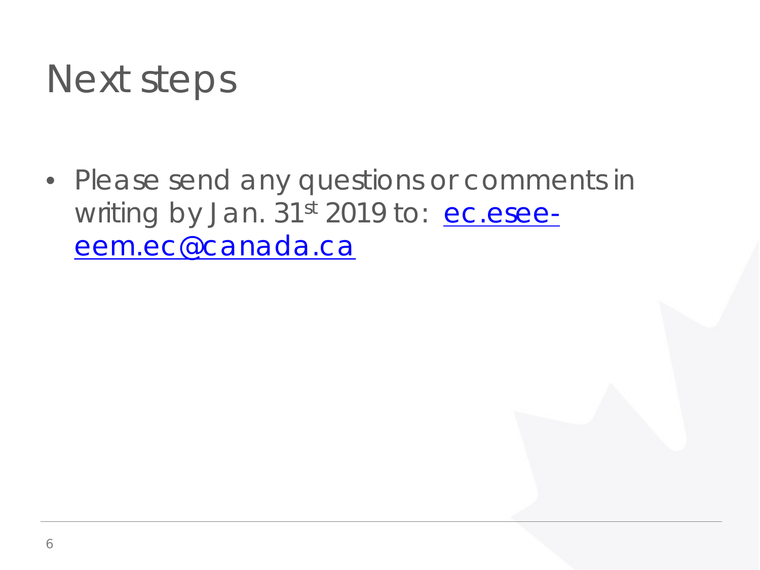# Next steps

- Please send any questions or comments in writing by Jan. 31st 2019 to: ec.esee-eem.ec@canada.ca